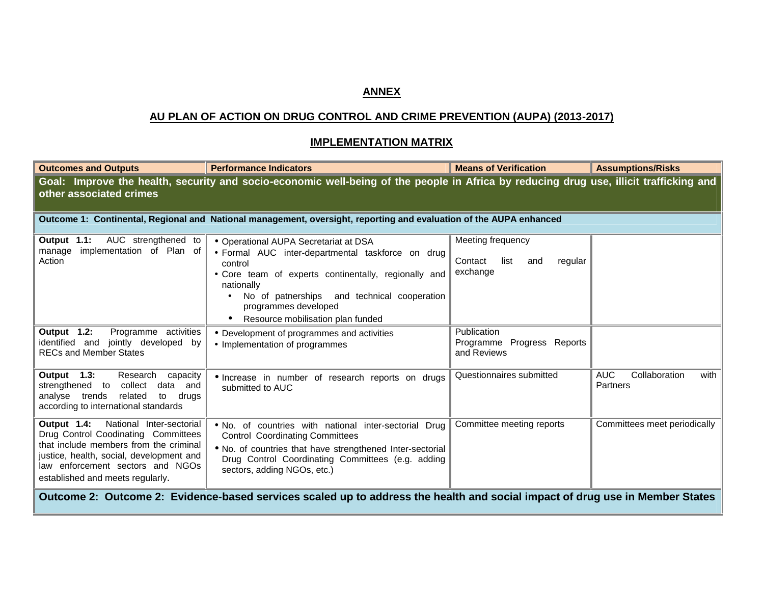# ANNEX

## AU PLAN OF ACTION ON DRUG CONTROL AND CRIME PREVENTION (AUPA) (2013-2017)

## IMPLEMENTATION MATRIX

| Outcomes and Outputs | Performance Indicators | Means of Verification | Assumptions/Risks |
|---|---|---|---|
| **Goal: Improve the health, security and socio-economic well-being of the people in Africa by reducing drug use, illicit trafficking and other associated crimes** | | | |
| **Outcome 1: Continental, Regional and National management, oversight, reporting and evaluation of the AUPA enhanced** | | | |
| **Output 1.1:** AUC strengthened to manage implementation of Plan of Action | • Operational AUPA Secretariat at DSA<br>• Formal AUC inter-departmental taskforce on drug control<br>• Core team of experts continentally, regionally and nationally<br>• No of patnerships and technical cooperation programmes developed<br>• Resource mobilisation plan funded | Meeting frequency<br><br>Contact list and regular exchange | |
| **Output 1.2:** Programme activities identified and jointly developed by RECs and Member States | • Development of programmes and activities<br>• Implementation of programmes | Publication<br>Programme Progress Reports and Reviews | |
| **Output 1.3:** Research capacity strengthened to collect data and analyse trends related to drugs according to international standards | • Increase in number of research reports on drugs submitted to AUC | Questionnaires submitted | AUC Collaboration with Partners |
| **Output 1.4:** National Inter-sectorial Drug Control Coodinating Committees that include members from the criminal justice, health, social, development and law enforcement sectors and NGOs established and meets regularly. | • No. of countries with national inter-sectorial Drug Control Coordinating Committees<br>• No. of countries that have strengthened Inter-sectorial Drug Control Coordinating Committees (e.g. adding sectors, adding NGOs, etc.) | Committee meeting reports | Committees meet periodically |
| **Outcome 2: Outcome 2: Evidence-based services scaled up to address the health and social impact of drug use in Member States** | | | |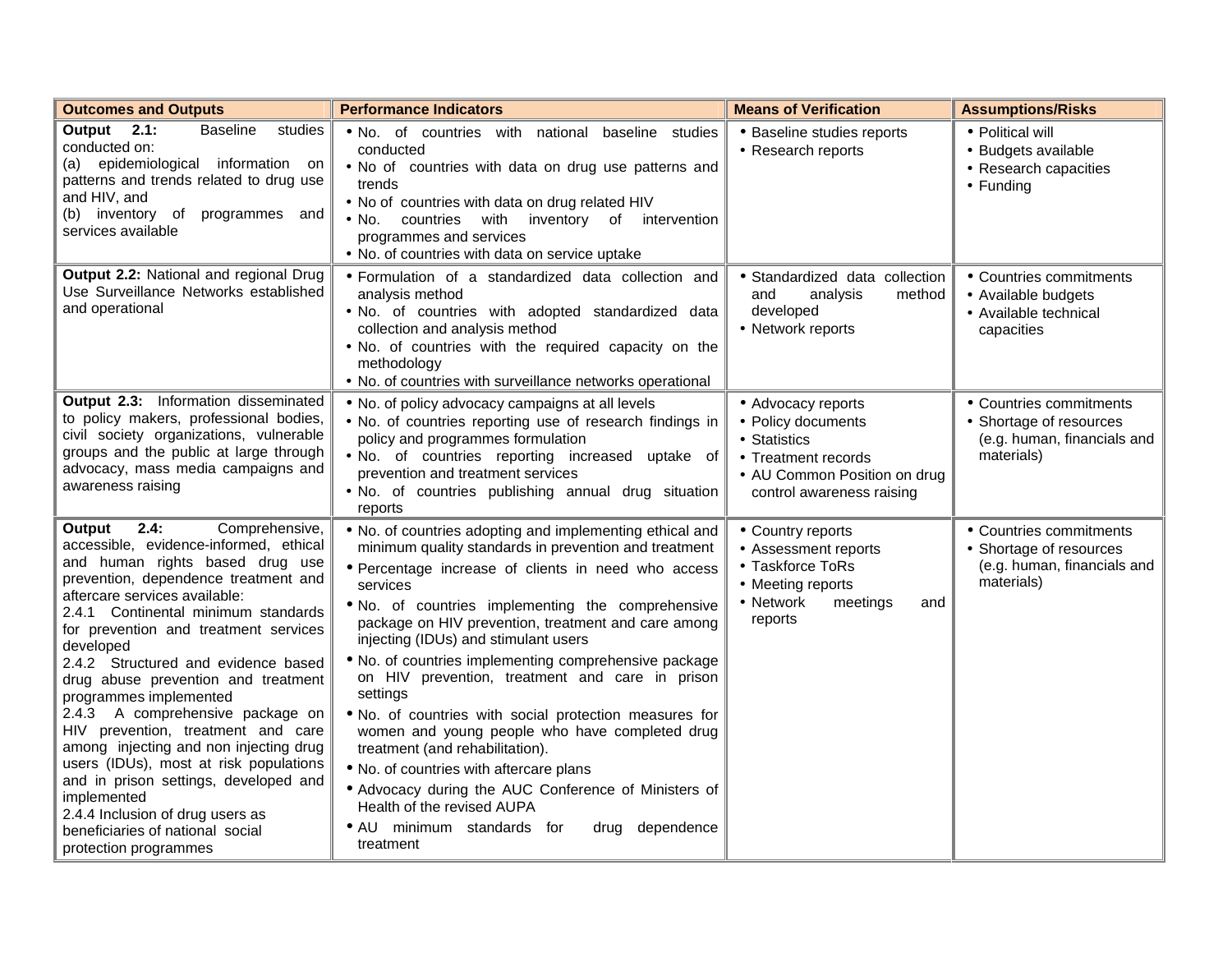| Outcomes and Outputs | Performance Indicators | Means of Verification | Assumptions/Risks |
|---|---|---|---|
| **Output 2.1:** Baseline studies conducted on:<br>(a) epidemiological information on patterns and trends related to drug use and HIV, and<br>(b) inventory of programmes and services available | • No. of countries with national baseline studies conducted<br>• No of countries with data on drug use patterns and trends<br>• No of countries with data on drug related HIV<br>• No. countries with inventory of intervention programmes and services<br>• No. of countries with data on service uptake | • Baseline studies reports<br>• Research reports | • Political will<br>• Budgets available<br>• Research capacities<br>• Funding |
| **Output 2.2:** National and regional Drug Use Surveillance Networks established and operational | • Formulation of a standardized data collection and analysis method<br>• No. of countries with adopted standardized data collection and analysis method<br>• No. of countries with the required capacity on the methodology<br>• No. of countries with surveillance networks operational | • Standardized data collection and analysis method developed<br>• Network reports | • Countries commitments<br>• Available budgets<br>• Available technical capacities |
| **Output 2.3:** Information disseminated to policy makers, professional bodies, civil society organizations, vulnerable groups and the public at large through advocacy, mass media campaigns and awareness raising | • No. of policy advocacy campaigns at all levels<br>• No. of countries reporting use of research findings in policy and programmes formulation<br>• No. of countries reporting increased uptake of prevention and treatment services<br>• No. of countries publishing annual drug situation reports | • Advocacy reports<br>• Policy documents<br>• Statistics<br>• Treatment records<br>• AU Common Position on drug control awareness raising | • Countries commitments<br>• Shortage of resources (e.g. human, financials and materials) |
| **Output 2.4:** Comprehensive, accessible, evidence-informed, ethical and human rights based drug use prevention, dependence treatment and aftercare services available:<br>2.4.1 Continental minimum standards for prevention and treatment services developed<br>2.4.2 Structured and evidence based drug abuse prevention and treatment programmes implemented<br>2.4.3 A comprehensive package on HIV prevention, treatment and care among injecting and non injecting drug users (IDUs), most at risk populations and in prison settings, developed and implemented<br>2.4.4 Inclusion of drug users as beneficiaries of national social protection programmes | • No. of countries adopting and implementing ethical and minimum quality standards in prevention and treatment<br>• Percentage increase of clients in need who access services<br>• No. of countries implementing the comprehensive package on HIV prevention, treatment and care among injecting (IDUs) and stimulant users<br>• No. of countries implementing comprehensive package on HIV prevention, treatment and care in prison settings<br>• No. of countries with social protection measures for women and young people who have completed drug treatment (and rehabilitation).<br>• No. of countries with aftercare plans<br>• Advocacy during the AUC Conference of Ministers of Health of the revised AUPA<br>• AU minimum standards for drug dependence treatment | • Country reports<br>• Assessment reports<br>• Taskforce ToRs<br>• Meeting reports<br>• Network meetings and reports | • Countries commitments<br>• Shortage of resources (e.g. human, financials and materials) |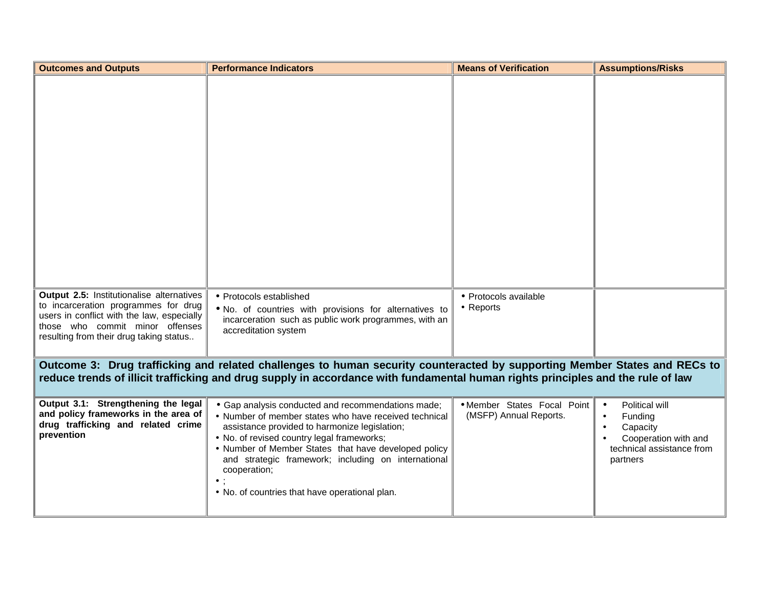| Outcomes and Outputs | Performance Indicators | Means of Verification | Assumptions/Risks |
|---|---|---|---|
| | | | |
| **Output 2.5:** Institutionalise alternatives to incarceration programmes for drug users in conflict with the law, especially those who commit minor offenses resulting from their drug taking status.. | • Protocols established<br>• No. of countries with provisions for alternatives to incarceration such as public work programmes, with an accreditation system | • Protocols available<br>• Reports | |
| **Outcome 3: Drug trafficking and related challenges to human security counteracted by supporting Member States and RECs to reduce trends of illicit trafficking and drug supply in accordance with fundamental human rights principles and the rule of law** | | | |
| **Output 3.1: Strengthening the legal and policy frameworks in the area of drug trafficking and related crime prevention** | • Gap analysis conducted and recommendations made;<br>• Number of member states who have received technical assistance provided to harmonize legislation;<br>• No. of revised country legal frameworks;<br>• Number of Member States that have developed policy and strategic framework; including on international cooperation;<br>• ;<br>• No. of countries that have operational plan. | • Member States Focal Point (MSFP) Annual Reports. | • Political will<br>• Funding<br>• Capacity<br>• Cooperation with and technical assistance from partners |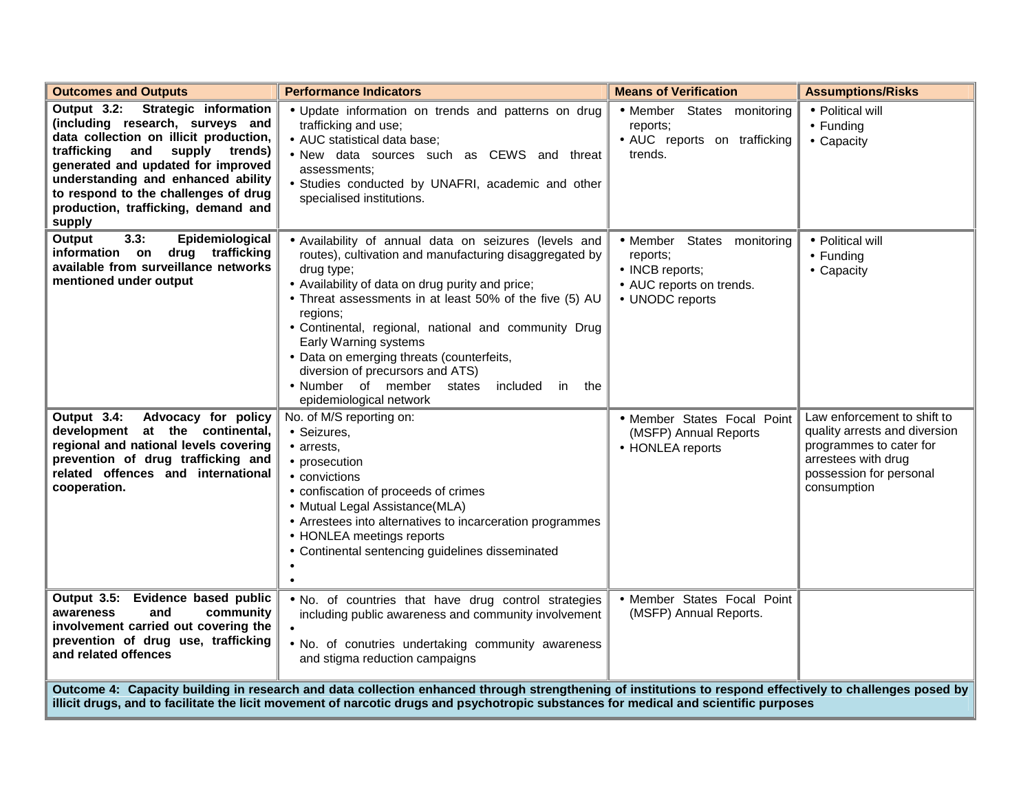| Outcomes and Outputs | Performance Indicators | Means of Verification | Assumptions/Risks |
|---|---|---|---|
| **Output 3.2: Strategic information (including research, surveys and data collection on illicit production, trafficking and supply trends) generated and updated for improved understanding and enhanced ability to respond to the challenges of drug production, trafficking, demand and supply** | • Update information on trends and patterns on drug trafficking and use;<br>• AUC statistical data base;<br>• New data sources such as CEWS and threat assessments;<br>• Studies conducted by UNAFRI, academic and other specialised institutions. | • Member States monitoring reports;<br>• AUC reports on trafficking trends. | • Political will<br>• Funding<br>• Capacity |
| **Output 3.3: Epidemiological information on drug trafficking available from surveillance networks mentioned under output** | • Availability of annual data on seizures (levels and routes), cultivation and manufacturing disaggregated by drug type;<br>• Availability of data on drug purity and price;<br>• Threat assessments in at least 50% of the five (5) AU regions;<br>• Continental, regional, national and community Drug Early Warning systems<br>• Data on emerging threats (counterfeits, diversion of precursors and ATS)<br>• Number of member states included in the epidemiological network | • Member States monitoring reports;<br>• INCB reports;<br>• AUC reports on trends.<br>• UNODC reports | • Political will<br>• Funding<br>• Capacity |
| **Output 3.4: Advocacy for policy development at the continental, regional and national levels covering prevention of drug trafficking and related offences and international cooperation.** | No. of M/S reporting on:<br>• Seizures,<br>• arrests,<br>• prosecution<br>• convictions<br>• confiscation of proceeds of crimes<br>• Mutual Legal Assistance(MLA)<br>• Arrestees into alternatives to incarceration programmes<br>• HONLEA meetings reports<br>• Continental sentencing guidelines disseminated<br>•<br>• | • Member States Focal Point (MSFP) Annual Reports<br>• HONLEA reports | Law enforcement to shift to quality arrests and diversion programmes to cater for arrestees with drug possession for personal consumption |
| **Output 3.5: Evidence based public awareness and community involvement carried out covering the prevention of drug use, trafficking and related offences** | • No. of countries that have drug control strategies including public awareness and community involvement<br>•<br>• No. of conutries undertaking community awareness and stigma reduction campaigns | • Member States Focal Point (MSFP) Annual Reports. | |
| **Outcome 4: Capacity building in research and data collection enhanced through strengthening of institutions to respond effectively to challenges posed by illicit drugs, and to facilitate the licit movement of narcotic drugs and psychotropic substances for medical and scientific purposes** | | | |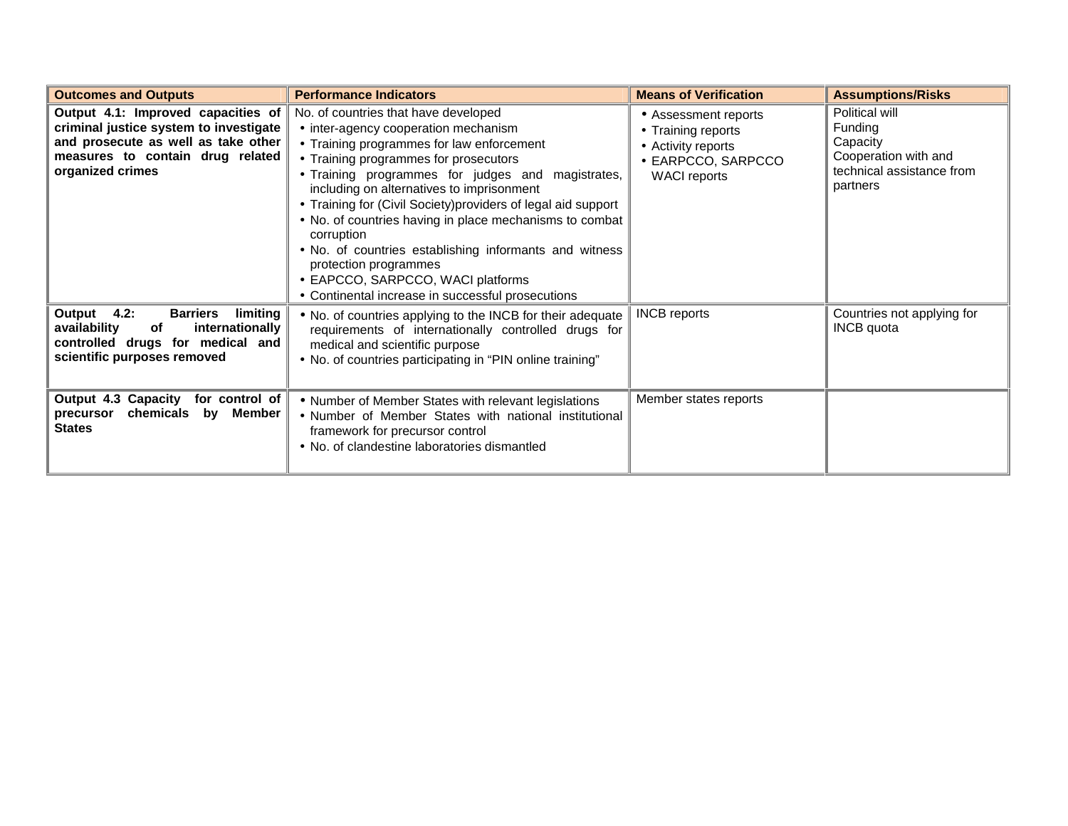| Outcomes and Outputs | Performance Indicators | Means of Verification | Assumptions/Risks |
|---|---|---|---|
| **Output 4.1: Improved capacities of criminal justice system to investigate and prosecute as well as take other measures to contain drug related organized crimes** | No. of countries that have developed<br>• inter-agency cooperation mechanism<br>• Training programmes for law enforcement<br>• Training programmes for prosecutors<br>• Training programmes for judges and magistrates, including on alternatives to imprisonment<br>• Training for (Civil Society)providers of legal aid support<br>• No. of countries having in place mechanisms to combat corruption<br>• No. of countries establishing informants and witness protection programmes<br>• EAPCCO, SARPCCO, WACI platforms<br>• Continental increase in successful prosecutions | • Assessment reports<br>• Training reports<br>• Activity reports<br>• EARPCCO, SARPCCO WACI reports | Political will<br>Funding<br>Capacity<br>Cooperation with and technical assistance from partners |
| **Output 4.2: Barriers limiting availability of internationally controlled drugs for medical and scientific purposes removed** | • No. of countries applying to the INCB for their adequate requirements of internationally controlled drugs for medical and scientific purpose<br>• No. of countries participating in "PIN online training" | INCB reports | Countries not applying for INCB quota |
| **Output 4.3 Capacity for control of precursor chemicals by Member States** | • Number of Member States with relevant legislations<br>• Number of Member States with national institutional framework for precursor control<br>• No. of clandestine laboratories dismantled | Member states reports | |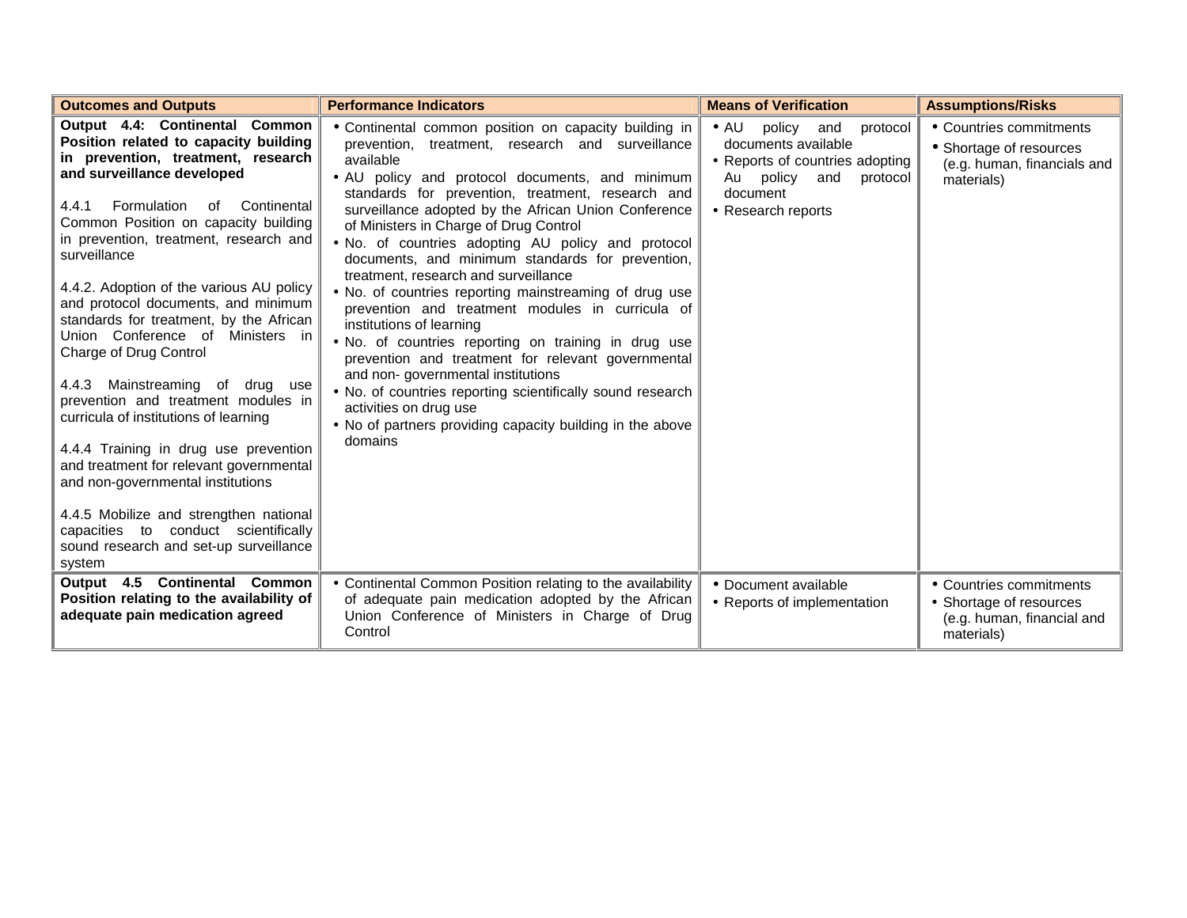| Outcomes and Outputs | Performance Indicators | Means of Verification | Assumptions/Risks |
|---|---|---|---|
| **Output 4.4: Continental Common Position related to capacity building in prevention, treatment, research and surveillance developed**<br><br>4.4.1 Formulation of Continental Common Position on capacity building in prevention, treatment, research and surveillance<br><br>4.4.2. Adoption of the various AU policy and protocol documents, and minimum standards for treatment, by the African Union Conference of Ministers in Charge of Drug Control<br><br>4.4.3 Mainstreaming of drug use prevention and treatment modules in curricula of institutions of learning<br><br>4.4.4 Training in drug use prevention and treatment for relevant governmental and non-governmental institutions<br><br>4.4.5 Mobilize and strengthen national capacities to conduct scientifically sound research and set-up surveillance system | • Continental common position on capacity building in prevention, treatment, research and surveillance available<br>• AU policy and protocol documents, and minimum standards for prevention, treatment, research and surveillance adopted by the African Union Conference of Ministers in Charge of Drug Control<br>• No. of countries adopting AU policy and protocol documents, and minimum standards for prevention, treatment, research and surveillance<br>• No. of countries reporting mainstreaming of drug use prevention and treatment modules in curricula of institutions of learning<br>• No. of countries reporting on training in drug use prevention and treatment for relevant governmental and non- governmental institutions<br>• No. of countries reporting scientifically sound research activities on drug use<br>• No of partners providing capacity building in the above domains | • AU policy and protocol documents available<br>• Reports of countries adopting Au policy and protocol document<br>• Research reports | • Countries commitments<br>• Shortage of resources (e.g. human, financials and materials) |
| **Output 4.5 Continental Common Position relating to the availability of adequate pain medication agreed** | • Continental Common Position relating to the availability of adequate pain medication adopted by the African Union Conference of Ministers in Charge of Drug Control | • Document available<br>• Reports of implementation | • Countries commitments<br>• Shortage of resources (e.g. human, financial and materials) |